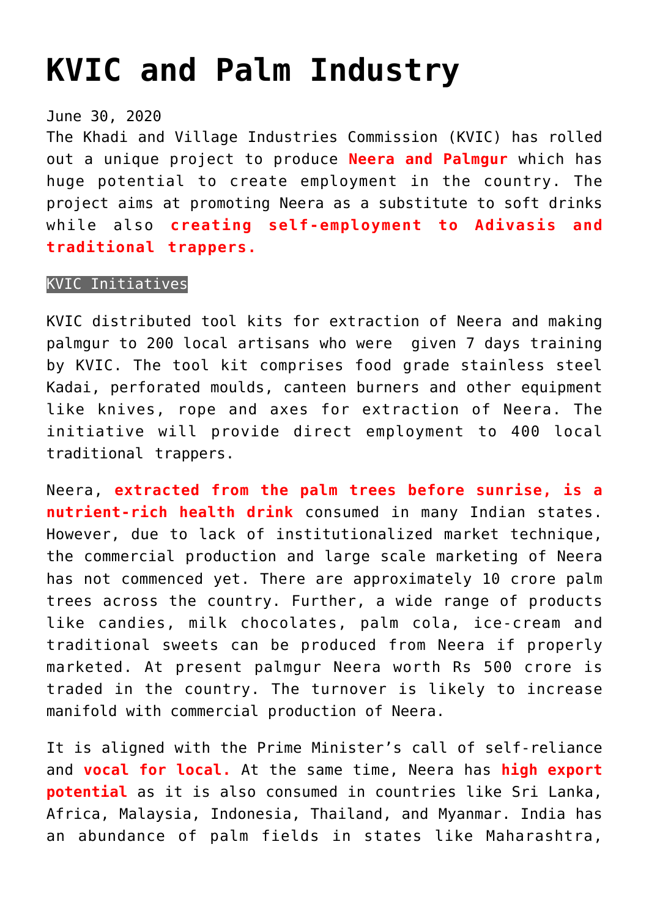# KVIC and Palm Industry

June 30, 2020

The Khadi and Village Industries Commission (KVIC) has rolled out a unique project to produce **Neera and Palmgur** which has huge potential to create employment in the country. The project aims at promoting Neera as a substitute to soft drinks while also **creating self-employment to Adivasis and traditional trappers.**

## KVIC Initiatives

KVIC distributed tool kits for extraction of Neera and making palmgur to 200 local artisans who were given 7 days training by KVIC. The tool kit comprises food grade stainless steel Kadai, perforated moulds, canteen burners and other equipment like knives, rope and axes for extraction of Neera. The initiative will provide direct employment to 400 local traditional trappers.

Neera, **extracted from the palm trees before sunrise, is a nutrient-rich health drink** consumed in many Indian states. However, due to lack of institutionalized market technique, the commercial production and large scale marketing of Neera has not commenced yet. There are approximately 10 crore palm trees across the country. Further, a wide range of products like candies, milk chocolates, palm cola, ice-cream and traditional sweets can be produced from Neera if properly marketed. At present palmgur Neera worth Rs 500 crore is traded in the country. The turnover is likely to increase manifold with commercial production of Neera.

It is aligned with the Prime Minister's call of self-reliance and **vocal for local.** At the same time, Neera has **high export potential** as it is also consumed in countries like Sri Lanka, Africa, Malaysia, Indonesia, Thailand, and Myanmar. India has an abundance of palm fields in states like Maharashtra,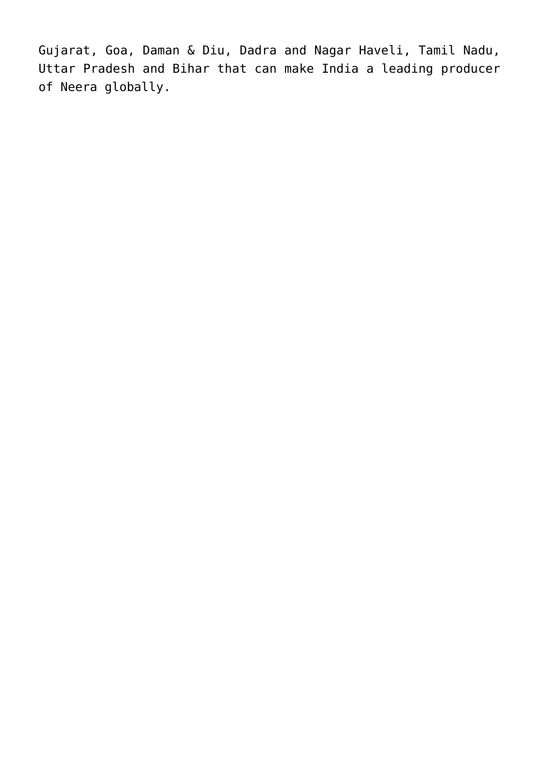Gujarat, Goa, Daman & Diu, Dadra and Nagar Haveli, Tamil Nadu, Uttar Pradesh and Bihar that can make India a leading producer of Neera globally.